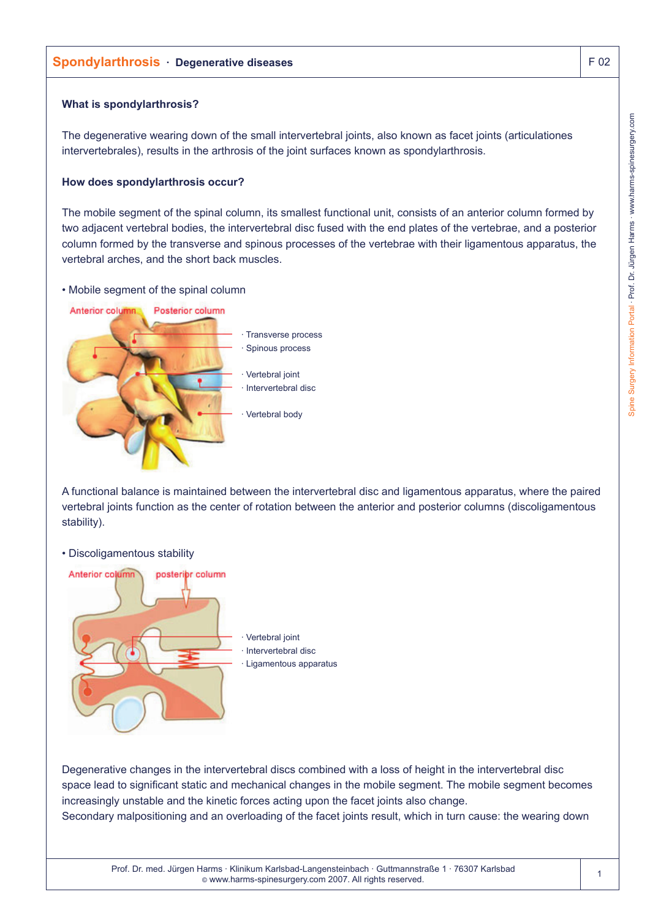# Spondylarthrosis · Degenerative diseases

### What is spondylarthrosis?

The degenerative wearing down of the small intervertebral joints, also known as facet joints (articulationes intervertebrales), results in the arthrosis of the joint surfaces known as spondylarthrosis.

### How does spondylarthrosis occur?

The mobile segment of the spinal column, its smallest functional unit, consists of an anterior column formed by two adjacent vertebral bodies, the intervertebral disc fused with the end plates of the vertebrae, and a posterior column formed by the transverse and spinous processes of the vertebrae with their ligamentous apparatus, the vertebral arches, and the short back muscles.

- Mobile segment of the spinal column

Anterior column · Posterior column

- Transverse process
- Spinous process
- Vertebral joint
- Intervertebral disc
- Vertebral body

A functional balance is maintained between the intervertebral disc and ligamentous apparatus, where the paired vertebral joints function as the center of rotation between the anterior and posterior columns (discoligamentous stability).

- Discoligamentous stability

Anterior column · posterior column

- Vertebral joint
- Intervertebral disc
- Ligamentous apparatus

Degenerative changes in the intervertebral discs combined with a loss of height in the intervertebral disc space lead to significant static and mechanical changes in the mobile segment. The mobile segment becomes increasingly unstable and the kinetic forces acting upon the facet joints also change.
Secondary malpositioning and an overloading of the facet joints result, which in turn cause: the wearing down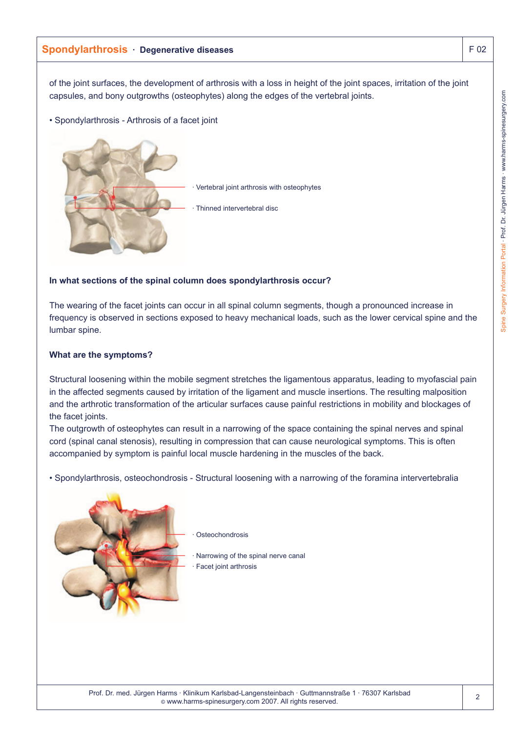of the joint surfaces, the development of arthrosis with a loss in height of the joint spaces, irritation of the joint capsules, and bony outgrowths (osteophytes) along the edges of the vertebral joints.

• Spondylarthrosis - Arthrosis of a facet joint

· Vertebral joint arthrosis with osteophytes

· Thinned intervertebral disc

**In what sections of the spinal column does spondylarthrosis occur?**

The wearing of the facet joints can occur in all spinal column segments, though a pronounced increase in frequency is observed in sections exposed to heavy mechanical loads, such as the lower cervical spine and the lumbar spine.

**What are the symptoms?**

Structural loosening within the mobile segment stretches the ligamentous apparatus, leading to myofascial pain in the affected segments caused by irritation of the ligament and muscle insertions. The resulting malposition and the arthrotic transformation of the articular surfaces cause painful restrictions in mobility and blockages of the facet joints.
The outgrowth of osteophytes can result in a narrowing of the space containing the spinal nerves and spinal cord (spinal canal stenosis), resulting in compression that can cause neurological symptoms. This is often accompanied by symptom is painful local muscle hardening in the muscles of the back.

• Spondylarthrosis, osteochondrosis - Structural loosening with a narrowing of the foramina intervertebralia

· Osteochondrosis

· Narrowing of the spinal nerve canal

· Facet joint arthrosis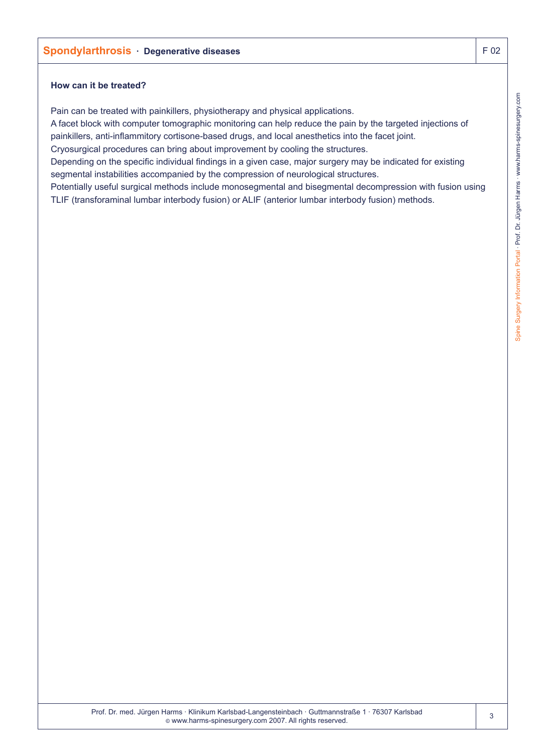**How can it be treated?**

Pain can be treated with painkillers, physiotherapy and physical applications.
A facet block with computer tomographic monitoring can help reduce the pain by the targeted injections of painkillers, anti-inflammitory cortisone-based drugs, and local anesthetics into the facet joint.
Cryosurgical procedures can bring about improvement by cooling the structures.
Depending on the specific individual findings in a given case, major surgery may be indicated for existing segmental instabilities accompanied by the compression of neurological structures.
Potentially useful surgical methods include monosegmental and bisegmental decompression with fusion using TLIF (transforaminal lumbar interbody fusion) or ALIF (anterior lumbar interbody fusion) methods.